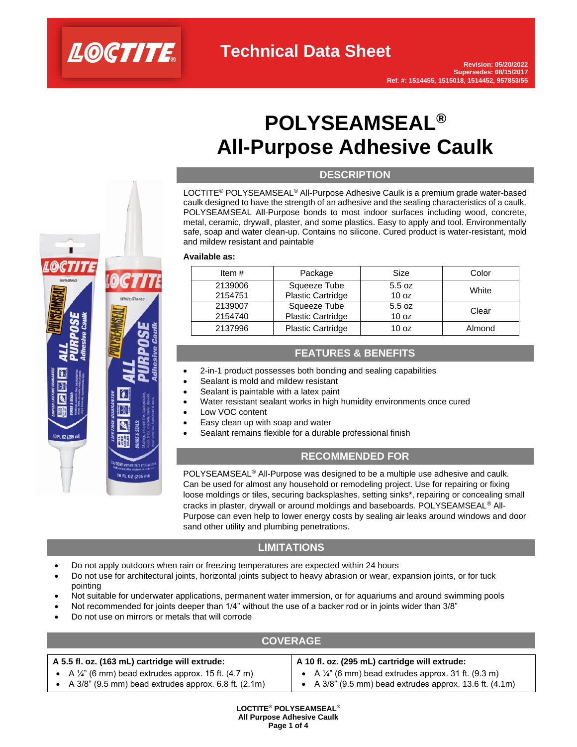# Technical Data Sheet

**Revision: 05/20/2022**
**Supersedes: 08/15/2017**
**Ref. #: 1514455, 1515018, 1514452, 957853/55**

# POLYSEAMSEAL®
# All-Purpose Adhesive Caulk

## DESCRIPTION

LOCTITE® POLYSEAMSEAL® All-Purpose Adhesive Caulk is a premium grade water-based caulk designed to have the strength of an adhesive and the sealing characteristics of a caulk. POLYSEAMSEAL All-Purpose bonds to most indoor surfaces including wood, concrete, metal, ceramic, drywall, plaster, and some plastics. Easy to apply and tool. Environmentally safe, soap and water clean-up. Contains no silicone. Cured product is water-resistant, mold and mildew resistant and paintable

**Available as:**

| Item # | Package | Size | Color |
|---|---|---|---|
| 2139006<br>2154751 | Squeeze Tube<br>Plastic Cartridge | 5.5 oz<br>10 oz | White |
| 2139007<br>2154740 | Squeeze Tube<br>Plastic Cartridge | 5.5 oz<br>10 oz | Clear |
| 2137996 | Plastic Cartridge | 10 oz | Almond |

## FEATURES & BENEFITS

- 2-in-1 product possesses both bonding and sealing capabilities
- Sealant is mold and mildew resistant
- Sealant is paintable with a latex paint
- Water resistant sealant works in high humidity environments once cured
- Low VOC content
- Easy clean up with soap and water
- Sealant remains flexible for a durable professional finish

## RECOMMENDED FOR

POLYSEAMSEAL® All-Purpose was designed to be a multiple use adhesive and caulk. Can be used for almost any household or remodeling project. Use for repairing or fixing loose moldings or tiles, securing backsplashes, setting sinks*, repairing or concealing small cracks in plaster, drywall or around moldings and baseboards. POLYSEAMSEAL® All-Purpose can even help to lower energy costs by sealing air leaks around windows and door sand other utility and plumbing penetrations.

## LIMITATIONS

- Do not apply outdoors when rain or freezing temperatures are expected within 24 hours
- Do not use for architectural joints, horizontal joints subject to heavy abrasion or wear, expansion joints, or for tuck pointing
- Not suitable for underwater applications, permanent water immersion, or for aquariums and around swimming pools
- Not recommended for joints deeper than 1/4" without the use of a backer rod or in joints wider than 3/8"
- Do not use on mirrors or metals that will corrode

## COVERAGE

| A 5.5 fl. oz. (163 mL) cartridge will extrude: | A 10 fl. oz. (295 mL) cartridge will extrude: |
|---|---|
| • A ¼" (6 mm) bead extrudes approx. 15 ft. (4.7 m)<br>• A 3/8" (9.5 mm) bead extrudes approx. 6.8 ft. (2.1m) | • A ¼" (6 mm) bead extrudes approx. 31 ft. (9.3 m)<br>• A 3/8" (9.5 mm) bead extrudes approx. 13.6 ft. (4.1m) |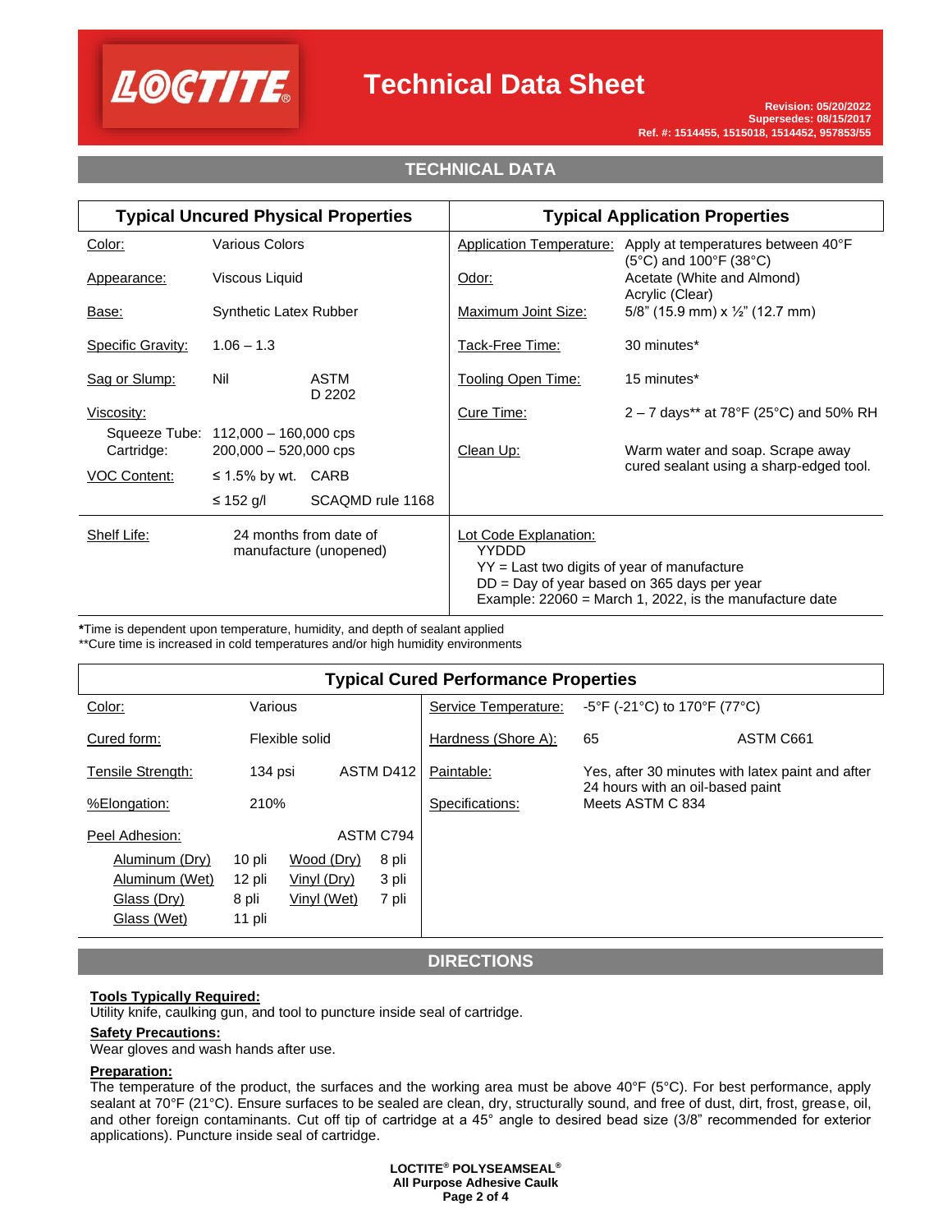# Technical Data Sheet

**Revision: 05/20/2022**
**Supersedes: 08/15/2017**
**Ref. #: 1514455, 1515018, 1514452, 957853/55**

## TECHNICAL DATA

| Typical Uncured Physical Properties | | | Typical Application Properties | |
|---|---|---|---|---|
| Color: | Various Colors | | Application Temperature: | Apply at temperatures between 40°F (5°C) and 100°F (38°C) |
| Appearance: | Viscous Liquid | | Odor: | Acetate (White and Almond) Acrylic (Clear) |
| Base: | Synthetic Latex Rubber | | Maximum Joint Size: | 5/8" (15.9 mm) x ½" (12.7 mm) |
| Specific Gravity: | 1.06 – 1.3 | | Tack-Free Time: | 30 minutes* |
| Sag or Slump: | Nil | ASTM D 2202 | Tooling Open Time: | 15 minutes* |
| Viscosity: | | | Cure Time: | 2 – 7 days** at 78°F (25°C) and 50% RH |
| Squeeze Tube: | 112,000 – 160,000 cps | | | |
| Cartridge: | 200,000 – 520,000 cps | | Clean Up: | Warm water and soap. Scrape away cured sealant using a sharp-edged tool. |
| VOC Content: | ≤ 1.5% by wt. | CARB | | |
| | ≤ 152 g/l | SCAQMD rule 1168 | | |
| Shelf Life: | 24 months from date of manufacture (unopened) | | Lot Code Explanation: | YYDDD<br>YY = Last two digits of year of manufacture<br>DD = Day of year based on 365 days per year<br>Example: 22060 = March 1, 2022, is the manufacture date |

***Time is dependent upon temperature, humidity, and depth of sealant applied
**Cure time is increased in cold temperatures and/or high humidity environments

| Typical Cured Performance Properties | | | | | |
|---|---|---|---|---|---|
| Color: | Various | | Service Temperature: | -5°F (-21°C) to 170°F (77°C) | |
| Cured form: | Flexible solid | | Hardness (Shore A): | 65 | ASTM C661 |
| Tensile Strength: | 134 psi | ASTM D412 | Paintable: | Yes, after 30 minutes with latex paint and after 24 hours with an oil-based paint | |
| %Elongation: | 210% | | Specifications: | Meets ASTM C 834 | |
| Peel Adhesion: | | ASTM C794 | | | |
| Aluminum (Dry) 10 pli | Wood (Dry) 8 pli | | | | |
| Aluminum (Wet) 12 pli | Vinyl (Dry) 3 pli | | | | |
| Glass (Dry) 8 pli | Vinyl (Wet) 7 pli | | | | |
| Glass (Wet) 11 pli | | | | | |

## DIRECTIONS

**Tools Typically Required:**
Utility knife, caulking gun, and tool to puncture inside seal of cartridge.

**Safety Precautions:**
Wear gloves and wash hands after use.

**Preparation:**
The temperature of the product, the surfaces and the working area must be above 40°F (5°C). For best performance, apply sealant at 70°F (21°C). Ensure surfaces to be sealed are clean, dry, structurally sound, and free of dust, dirt, frost, grease, oil, and other foreign contaminants. Cut off tip of cartridge at a 45° angle to desired bead size (3/8" recommended for exterior applications). Puncture inside seal of cartridge.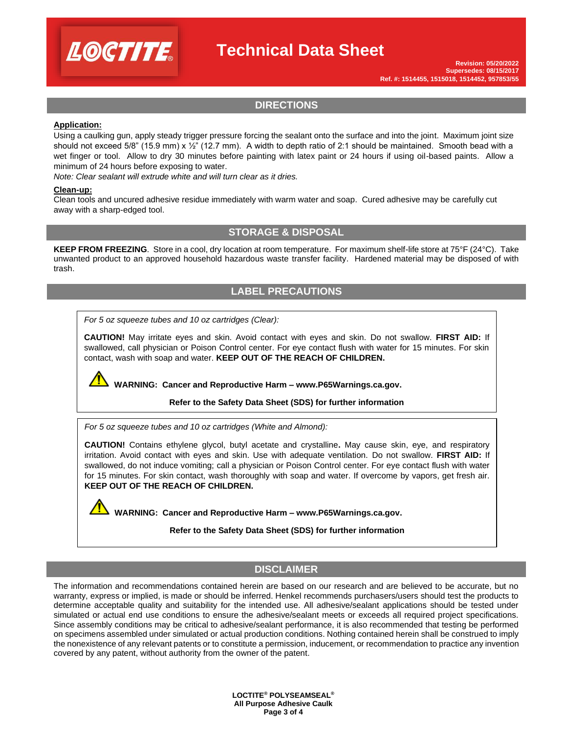## DIRECTIONS

**Application:**

Using a caulking gun, apply steady trigger pressure forcing the sealant onto the surface and into the joint. Maximum joint size should not exceed 5/8" (15.9 mm) x ½" (12.7 mm). A width to depth ratio of 2:1 should be maintained. Smooth bead with a wet finger or tool. Allow to dry 30 minutes before painting with latex paint or 24 hours if using oil-based paints. Allow a minimum of 24 hours before exposing to water.

*Note: Clear sealant will extrude white and will turn clear as it dries.*

**Clean-up:**

Clean tools and uncured adhesive residue immediately with warm water and soap. Cured adhesive may be carefully cut away with a sharp-edged tool.

## STORAGE & DISPOSAL

**KEEP FROM FREEZING**. Store in a cool, dry location at room temperature. For maximum shelf-life store at 75°F (24°C). Take unwanted product to an approved household hazardous waste transfer facility. Hardened material may be disposed of with trash.

## LABEL PRECAUTIONS

*For 5 oz squeeze tubes and 10 oz cartridges (Clear):*

**CAUTION!** May irritate eyes and skin. Avoid contact with eyes and skin. Do not swallow. **FIRST AID:** If swallowed, call physician or Poison Control center. For eye contact flush with water for 15 minutes. For skin contact, wash with soap and water. **KEEP OUT OF THE REACH OF CHILDREN.**

⚠ **WARNING: Cancer and Reproductive Harm – www.P65Warnings.ca.gov.**

**Refer to the Safety Data Sheet (SDS) for further information**

*For 5 oz squeeze tubes and 10 oz cartridges (White and Almond):*

**CAUTION!** Contains ethylene glycol, butyl acetate and crystalline**.** May cause skin, eye, and respiratory irritation. Avoid contact with eyes and skin. Use with adequate ventilation. Do not swallow. **FIRST AID:** If swallowed, do not induce vomiting; call a physician or Poison Control center. For eye contact flush with water for 15 minutes. For skin contact, wash thoroughly with soap and water. If overcome by vapors, get fresh air. **KEEP OUT OF THE REACH OF CHILDREN.**

⚠ **WARNING: Cancer and Reproductive Harm – www.P65Warnings.ca.gov.**

**Refer to the Safety Data Sheet (SDS) for further information**

## DISCLAIMER

The information and recommendations contained herein are based on our research and are believed to be accurate, but no warranty, express or implied, is made or should be inferred. Henkel recommends purchasers/users should test the products to determine acceptable quality and suitability for the intended use. All adhesive/sealant applications should be tested under simulated or actual end use conditions to ensure the adhesive/sealant meets or exceeds all required project specifications. Since assembly conditions may be critical to adhesive/sealant performance, it is also recommended that testing be performed on specimens assembled under simulated or actual production conditions. Nothing contained herein shall be construed to imply the nonexistence of any relevant patents or to constitute a permission, inducement, or recommendation to practice any invention covered by any patent, without authority from the owner of the patent.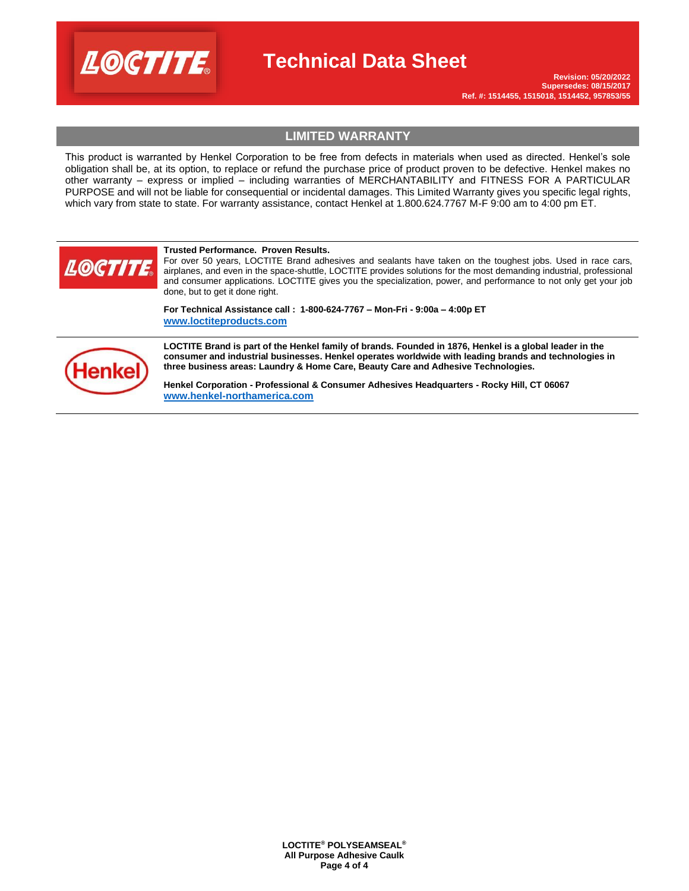## LIMITED WARRANTY

This product is warranted by Henkel Corporation to be free from defects in materials when used as directed. Henkel's sole obligation shall be, at its option, to replace or refund the purchase price of product proven to be defective. Henkel makes no other warranty – express or implied – including warranties of MERCHANTABILITY and FITNESS FOR A PARTICULAR PURPOSE and will not be liable for consequential or incidental damages. This Limited Warranty gives you specific legal rights, which vary from state to state. For warranty assistance, contact Henkel at 1.800.624.7767 M-F 9:00 am to 4:00 pm ET.

---

**Trusted Performance. Proven Results.**

For over 50 years, LOCTITE Brand adhesives and sealants have taken on the toughest jobs. Used in race cars, airplanes, and even in the space-shuttle, LOCTITE provides solutions for the most demanding industrial, professional and consumer applications. LOCTITE gives you the specialization, power, and performance to not only get your job done, but to get it done right.

**For Technical Assistance call : 1-800-624-7767 – Mon-Fri - 9:00a – 4:00p ET**
**www.loctiteproducts.com**

---

**LOCTITE Brand is part of the Henkel family of brands. Founded in 1876, Henkel is a global leader in the consumer and industrial businesses. Henkel operates worldwide with leading brands and technologies in three business areas: Laundry & Home Care, Beauty Care and Adhesive Technologies.**

**Henkel Corporation - Professional & Consumer Adhesives Headquarters - Rocky Hill, CT 06067**
**www.henkel-northamerica.com**